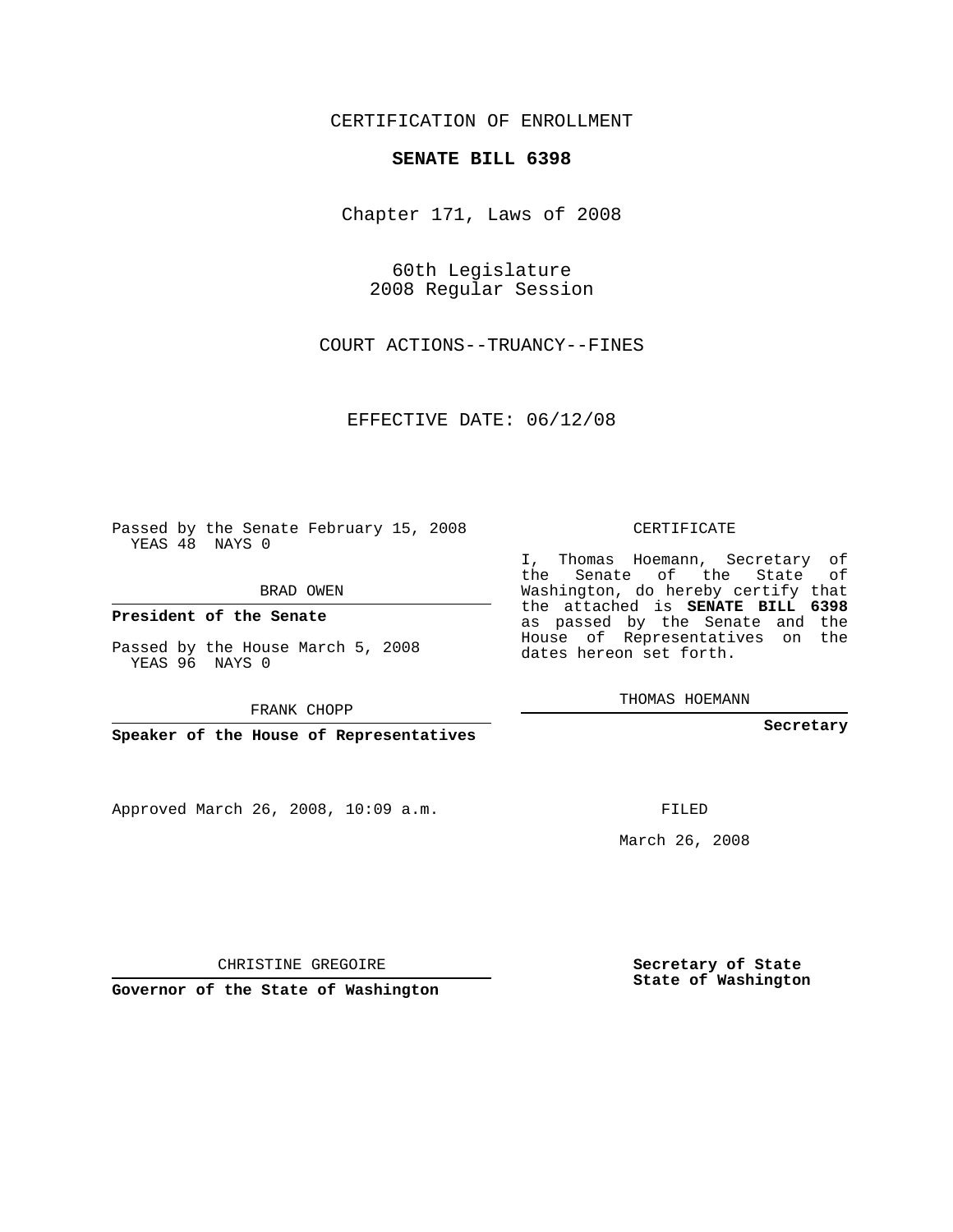CERTIFICATION OF ENROLLMENT

**SENATE BILL 6398**

Chapter 171, Laws of 2008

60th Legislature
2008 Regular Session

COURT ACTIONS--TRUANCY--FINES

EFFECTIVE DATE: 06/12/08

Passed by the Senate February 15, 2008
YEAS 48 NAYS 0

BRAD OWEN

**President of the Senate**

Passed by the House March 5, 2008
YEAS 96 NAYS 0

FRANK CHOPP

**Speaker of the House of Representatives**

Approved March 26, 2008, 10:09 a.m.

CHRISTINE GREGOIRE

**Governor of the State of Washington**

CERTIFICATE

I, Thomas Hoemann, Secretary of the Senate of the State of Washington, do hereby certify that the attached is **SENATE BILL 6398** as passed by the Senate and the House of Representatives on the dates hereon set forth.

THOMAS HOEMANN

**Secretary**

FILED

March 26, 2008

**Secretary of State**
**State of Washington**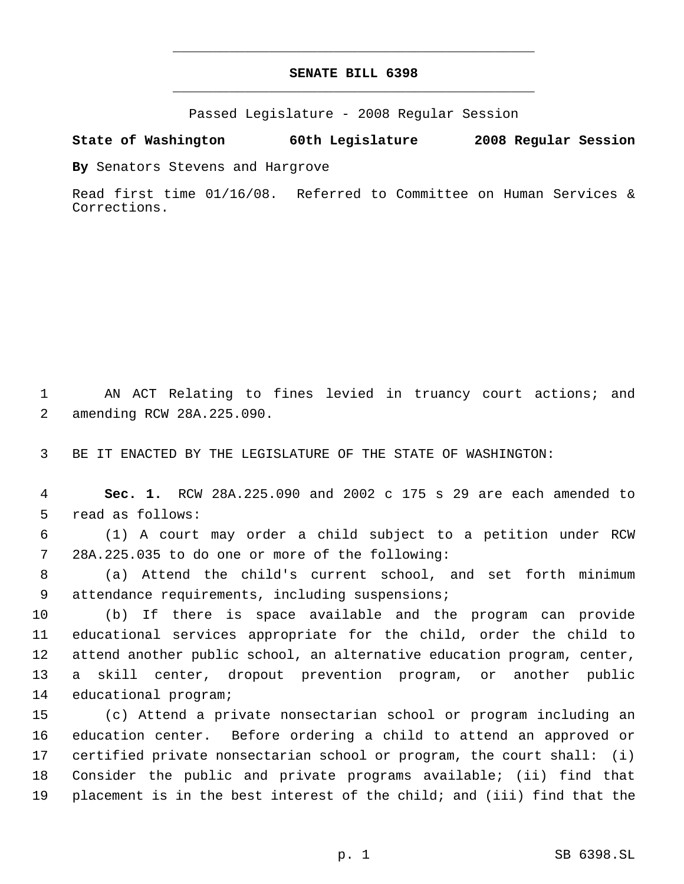# SENATE BILL 6398

Passed Legislature - 2008 Regular Session

**State of Washington 60th Legislature 2008 Regular Session**

**By** Senators Stevens and Hargrove

Read first time 01/16/08. Referred to Committee on Human Services & Corrections.

AN ACT Relating to fines levied in truancy court actions; and amending RCW 28A.225.090.

BE IT ENACTED BY THE LEGISLATURE OF THE STATE OF WASHINGTON:

**Sec. 1.** RCW 28A.225.090 and 2002 c 175 s 29 are each amended to read as follows:

(1) A court may order a child subject to a petition under RCW 28A.225.035 to do one or more of the following:

(a) Attend the child's current school, and set forth minimum attendance requirements, including suspensions;

(b) If there is space available and the program can provide educational services appropriate for the child, order the child to attend another public school, an alternative education program, center, a skill center, dropout prevention program, or another public educational program;

(c) Attend a private nonsectarian school or program including an education center. Before ordering a child to attend an approved or certified private nonsectarian school or program, the court shall: (i) Consider the public and private programs available; (ii) find that placement is in the best interest of the child; and (iii) find that the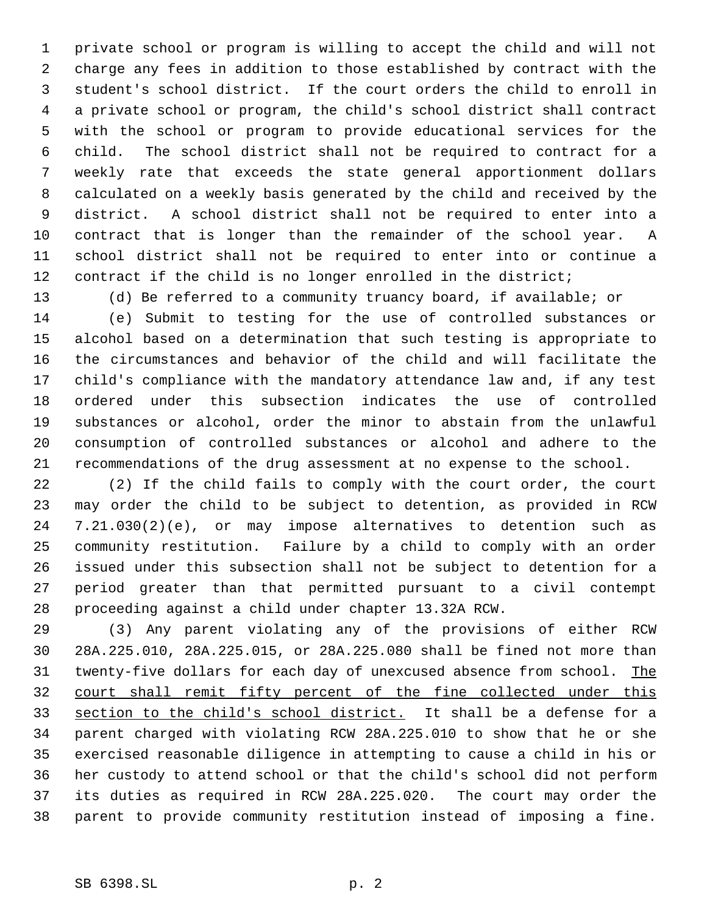private school or program is willing to accept the child and will not charge any fees in addition to those established by contract with the student's school district. If the court orders the child to enroll in a private school or program, the child's school district shall contract with the school or program to provide educational services for the child. The school district shall not be required to contract for a weekly rate that exceeds the state general apportionment dollars calculated on a weekly basis generated by the child and received by the district. A school district shall not be required to enter into a contract that is longer than the remainder of the school year. A school district shall not be required to enter into or continue a contract if the child is no longer enrolled in the district;

(d) Be referred to a community truancy board, if available; or

(e) Submit to testing for the use of controlled substances or alcohol based on a determination that such testing is appropriate to the circumstances and behavior of the child and will facilitate the child's compliance with the mandatory attendance law and, if any test ordered under this subsection indicates the use of controlled substances or alcohol, order the minor to abstain from the unlawful consumption of controlled substances or alcohol and adhere to the recommendations of the drug assessment at no expense to the school.

(2) If the child fails to comply with the court order, the court may order the child to be subject to detention, as provided in RCW 7.21.030(2)(e), or may impose alternatives to detention such as community restitution. Failure by a child to comply with an order issued under this subsection shall not be subject to detention for a period greater than that permitted pursuant to a civil contempt proceeding against a child under chapter 13.32A RCW.

(3) Any parent violating any of the provisions of either RCW 28A.225.010, 28A.225.015, or 28A.225.080 shall be fined not more than twenty-five dollars for each day of unexcused absence from school. <u>The court shall remit fifty percent of the fine collected under this section to the child's school district.</u> It shall be a defense for a parent charged with violating RCW 28A.225.010 to show that he or she exercised reasonable diligence in attempting to cause a child in his or her custody to attend school or that the child's school did not perform its duties as required in RCW 28A.225.020. The court may order the parent to provide community restitution instead of imposing a fine.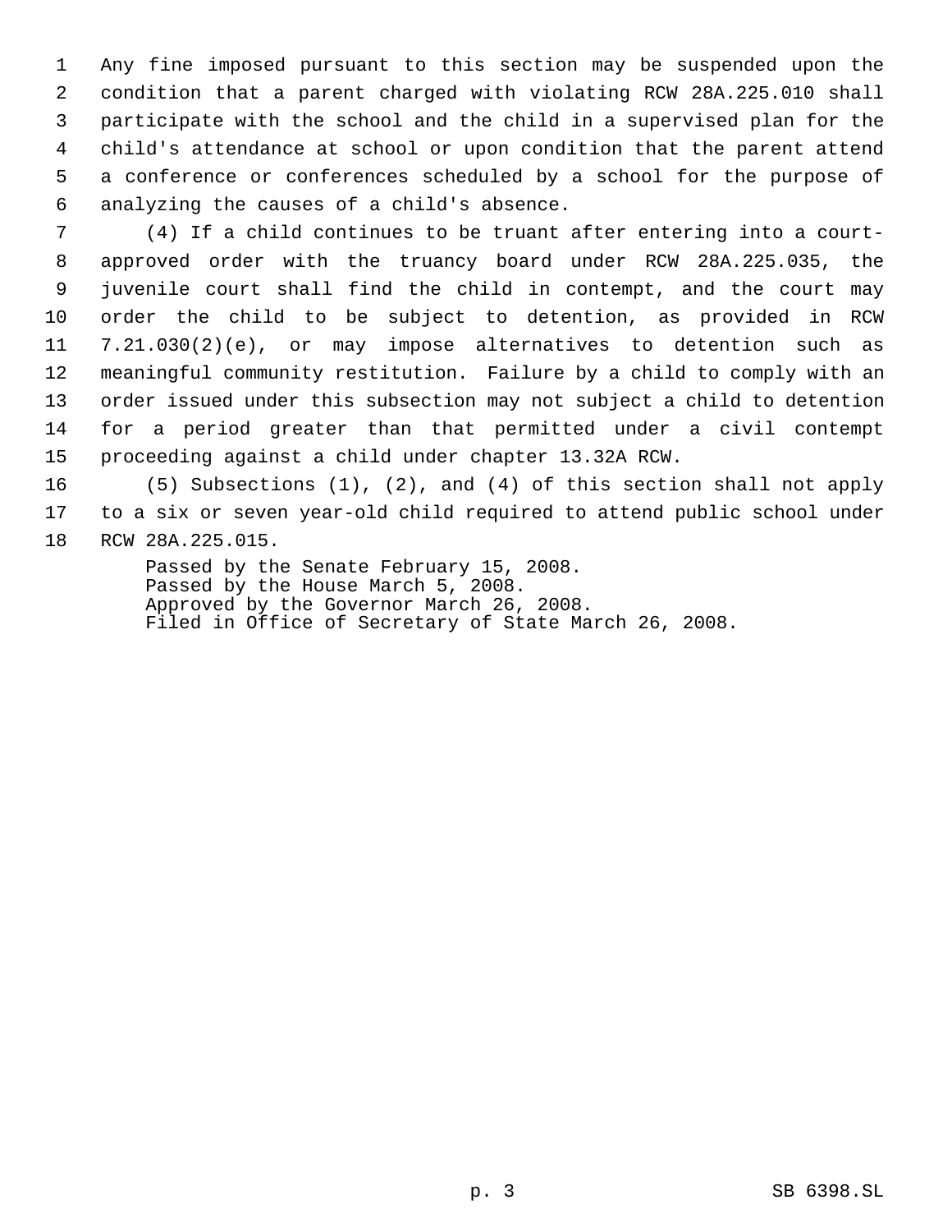Any fine imposed pursuant to this section may be suspended upon the condition that a parent charged with violating RCW 28A.225.010 shall participate with the school and the child in a supervised plan for the child's attendance at school or upon condition that the parent attend a conference or conferences scheduled by a school for the purpose of analyzing the causes of a child's absence.

(4) If a child continues to be truant after entering into a court-approved order with the truancy board under RCW 28A.225.035, the juvenile court shall find the child in contempt, and the court may order the child to be subject to detention, as provided in RCW 7.21.030(2)(e), or may impose alternatives to detention such as meaningful community restitution. Failure by a child to comply with an order issued under this subsection may not subject a child to detention for a period greater than that permitted under a civil contempt proceeding against a child under chapter 13.32A RCW.

(5) Subsections (1), (2), and (4) of this section shall not apply to a six or seven year-old child required to attend public school under RCW 28A.225.015.

Passed by the Senate February 15, 2008.
Passed by the House March 5, 2008.
Approved by the Governor March 26, 2008.
Filed in Office of Secretary of State March 26, 2008.